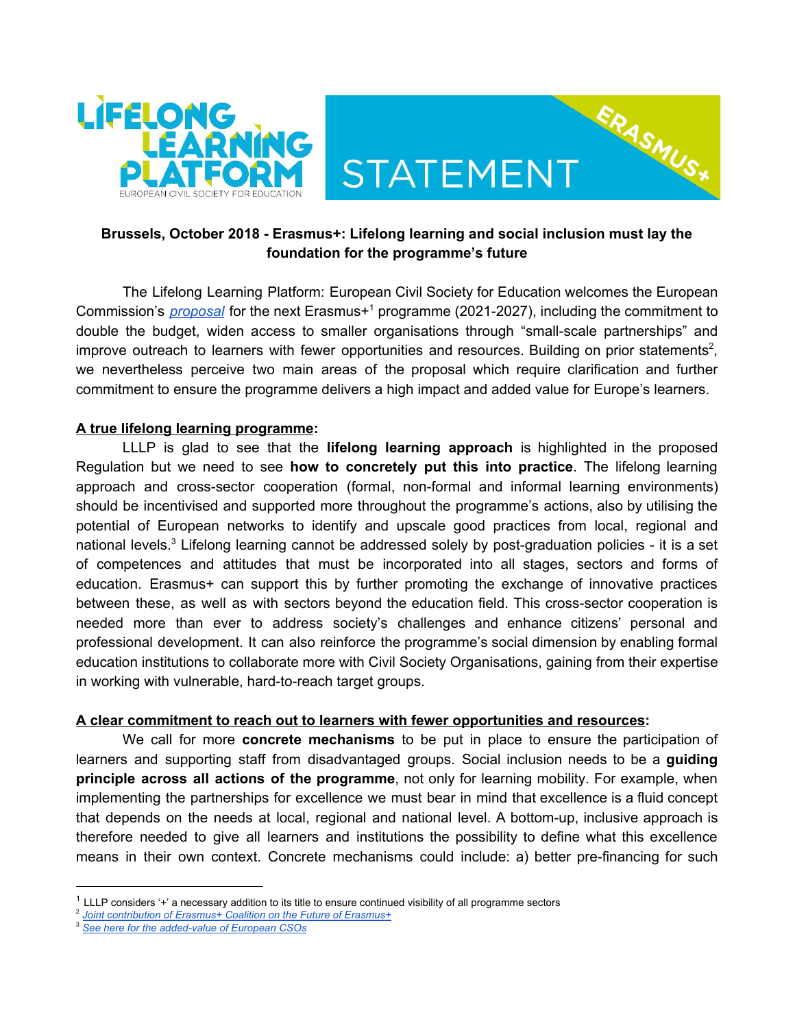LIFELONG LEARNING PLATFORM
EUROPEAN CIVIL SOCIETY FOR EDUCATION

STATEMENT

ERASMUS+

**Brussels, October 2018 - Erasmus+: Lifelong learning and social inclusion must lay the foundation for the programme's future**

The Lifelong Learning Platform: European Civil Society for Education welcomes the European Commission's *proposal* for the next Erasmus+[1] programme (2021-2027), including the commitment to double the budget, widen access to smaller organisations through "small-scale partnerships" and improve outreach to learners with fewer opportunities and resources. Building on prior statements[2], we nevertheless perceive two main areas of the proposal which require clarification and further commitment to ensure the programme delivers a high impact and added value for Europe's learners.

**A true lifelong learning programme:**

LLLP is glad to see that the **lifelong learning approach** is highlighted in the proposed Regulation but we need to see **how to concretely put this into practice**. The lifelong learning approach and cross-sector cooperation (formal, non-formal and informal learning environments) should be incentivised and supported more throughout the programme's actions, also by utilising the potential of European networks to identify and upscale good practices from local, regional and national levels.[3] Lifelong learning cannot be addressed solely by post-graduation policies - it is a set of competences and attitudes that must be incorporated into all stages, sectors and forms of education. Erasmus+ can support this by further promoting the exchange of innovative practices between these, as well as with sectors beyond the education field. This cross-sector cooperation is needed more than ever to address society's challenges and enhance citizens' personal and professional development. It can also reinforce the programme's social dimension by enabling formal education institutions to collaborate more with Civil Society Organisations, gaining from their expertise in working with vulnerable, hard-to-reach target groups.

**A clear commitment to reach out to learners with fewer opportunities and resources:**

We call for more **concrete mechanisms** to be put in place to ensure the participation of learners and supporting staff from disadvantaged groups. Social inclusion needs to be a **guiding principle across all actions of the programme**, not only for learning mobility. For example, when implementing the partnerships for excellence we must bear in mind that excellence is a fluid concept that depends on the needs at local, regional and national level. A bottom-up, inclusive approach is therefore needed to give all learners and institutions the possibility to define what this excellence means in their own context. Concrete mechanisms could include: a) better pre-financing for such

---

[1] LLLP considers '+' a necessary addition to its title to ensure continued visibility of all programme sectors

[2] *Joint contribution of Erasmus+ Coalition on the Future of Erasmus+*

[3] *See here for the added-value of European CSOs*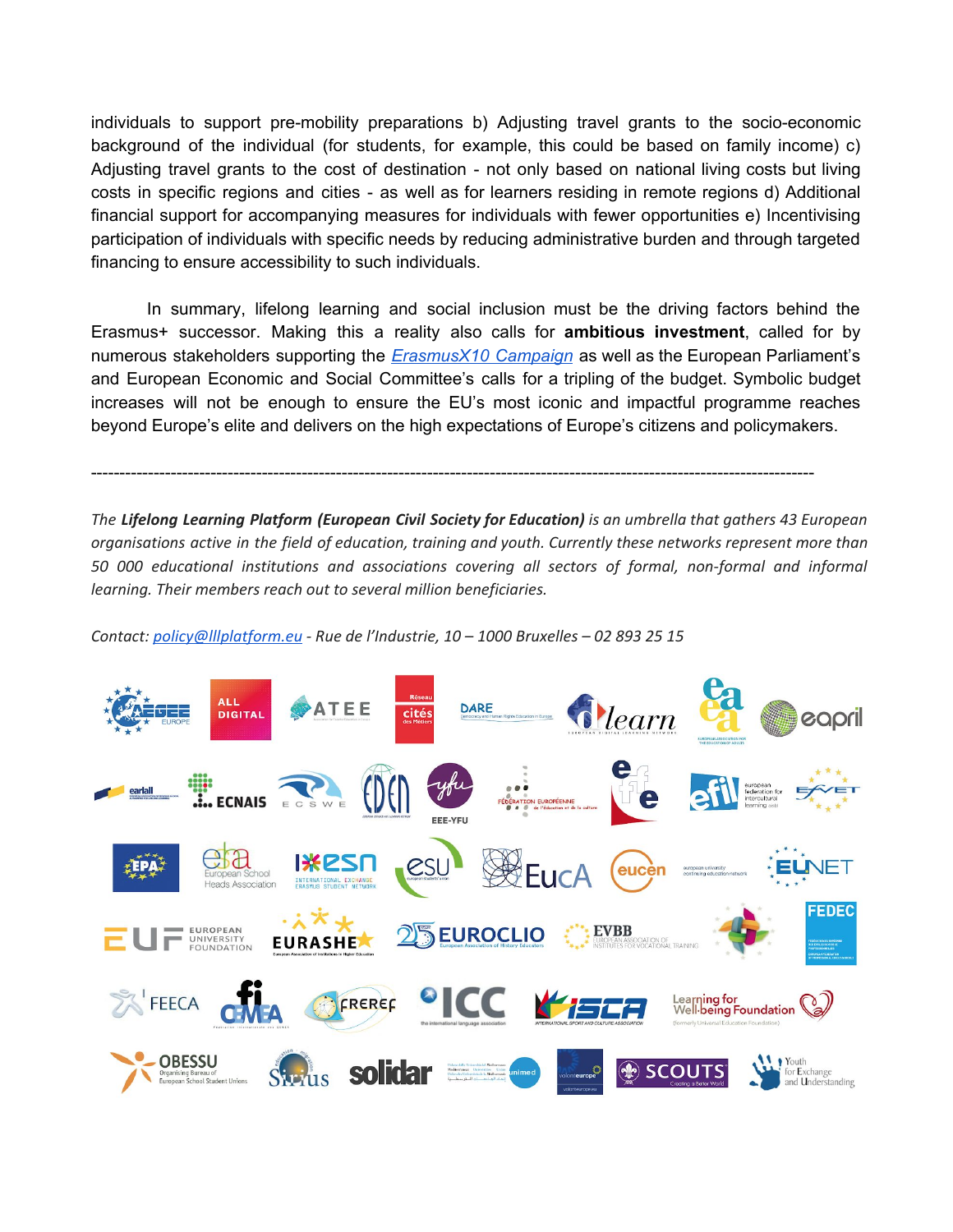individuals to support pre-mobility preparations b) Adjusting travel grants to the socio-economic background of the individual (for students, for example, this could be based on family income) c) Adjusting travel grants to the cost of destination - not only based on national living costs but living costs in specific regions and cities - as well as for learners residing in remote regions d) Additional financial support for accompanying measures for individuals with fewer opportunities e) Incentivising participation of individuals with specific needs by reducing administrative burden and through targeted financing to ensure accessibility to such individuals.

In summary, lifelong learning and social inclusion must be the driving factors behind the Erasmus+ successor. Making this a reality also calls for **ambitious investment**, called for by numerous stakeholders supporting the *ErasmusX10 Campaign* as well as the European Parliament's and European Economic and Social Committee's calls for a tripling of the budget. Symbolic budget increases will not be enough to ensure the EU's most iconic and impactful programme reaches beyond Europe's elite and delivers on the high expectations of Europe's citizens and policymakers.

---

*The **Lifelong Learning Platform (European Civil Society for Education)** is an umbrella that gathers 43 European organisations active in the field of education, training and youth. Currently these networks represent more than 50 000 educational institutions and associations covering all sectors of formal, non-formal and informal learning. Their members reach out to several million beneficiaries.*

*Contact: policy@lllplatform.eu - Rue de l'Industrie, 10 – 1000 Bruxelles – 02 893 25 15*